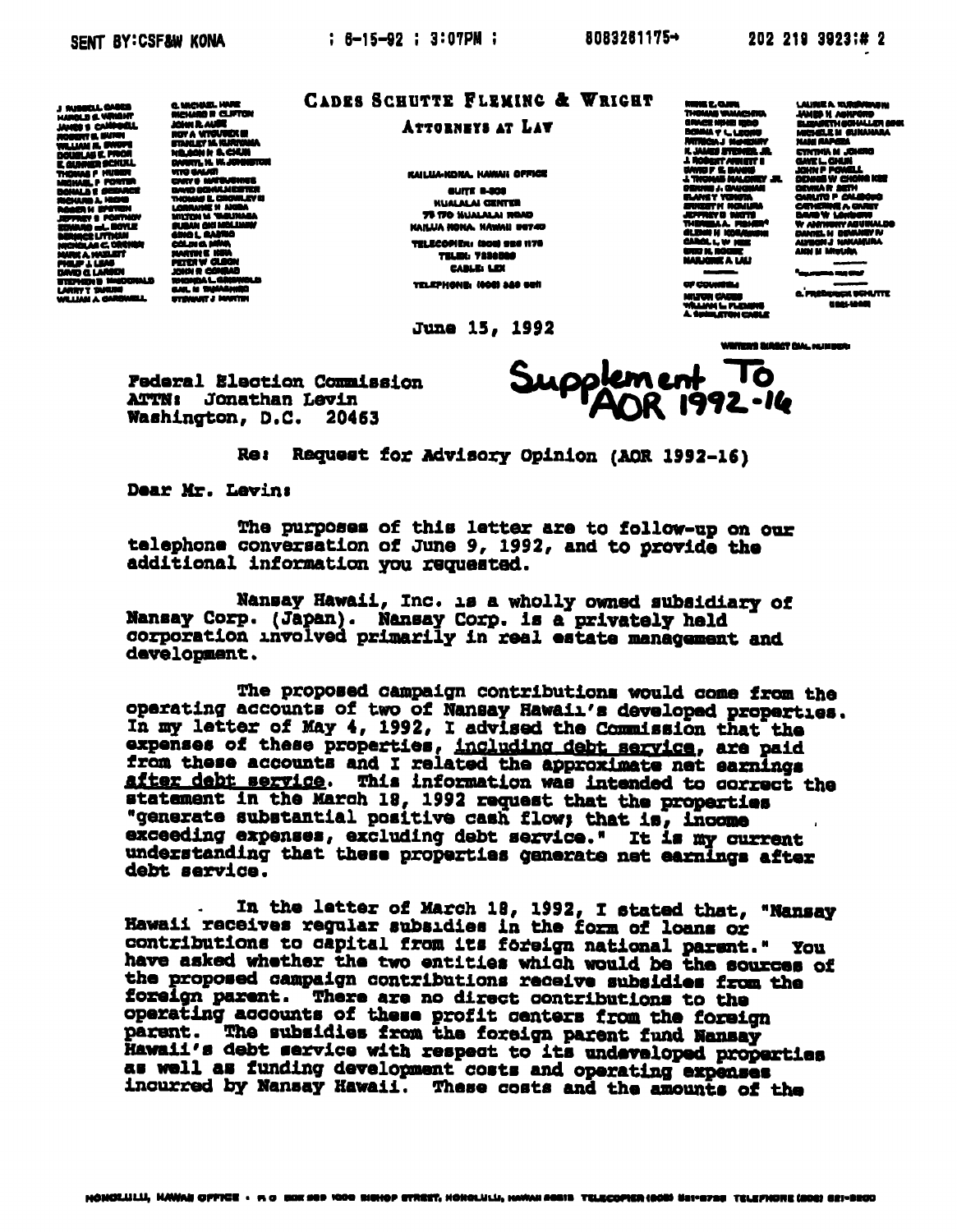SENT BY:CSF&W KONA ; 6-15-92 ; 3:07PM ; 8083281175→ 202 219 3923;# 2

# CADES SCHUTTE FLEMING & WRIGHT

ATTORNEYS AT LAW

KAILUA-KONA, HAWAII OFFICE
SUITE B-303
KUALALAI CENTER
75-170 HUALALAI ROAD
KAILUA KONA, HAWAII 96740
TELECOPIER: (808) 328-1175
TELEX: 7238089
CABLE: LEX
TELEPHONE: (808) 329-5811

June 15, 1992

WRITER'S DIRECT DIAL NUMBER:

Supplement To AOR 1992-16

Federal Election Commission
ATTN: Jonathan Levin
Washington, D.C. 20463

Re: Request for Advisory Opinion (AOR 1992-16)

Dear Mr. Levin:

The purposes of this letter are to follow-up on our telephone conversation of June 9, 1992, and to provide the additional information you requested.

Nansay Hawaii, Inc. is a wholly owned subsidiary of Nansay Corp. (Japan). Nansay Corp. is a privately held corporation involved primarily in real estate management and development.

The proposed campaign contributions would come from the operating accounts of two of Nansay Hawaii's developed properties. In my letter of May 4, 1992, I advised the Commission that the expenses of these properties, including debt service, are paid from these accounts and I related the approximate net earnings after debt service. This information was intended to correct the statement in the March 18, 1992 request that the properties "generate substantial positive cash flow; that is, income exceeding expenses, excluding debt service." It is my current understanding that these properties generate net earnings after debt service.

In the letter of March 18, 1992, I stated that, "Nansay Hawaii receives regular subsidies in the form of loans or contributions to capital from its foreign national parent." You have asked whether the two entities which would be the sources of the proposed campaign contributions receive subsidies from the foreign parent. There are no direct contributions to the operating accounts of these profit centers from the foreign parent. The subsidies from the foreign parent fund Nansay Hawaii's debt service with respect to its undeveloped properties as well as funding development costs and operating expenses incurred by Nansay Hawaii. These costs and the amounts of the

HONOLULU, HAWAII OFFICE · P.O. BOX 939 1000 BISHOP STREET, HONOLULU, HAWAII 96813 TELECOPIER (808) 521-9210 TELEPHONE (808) 521-9200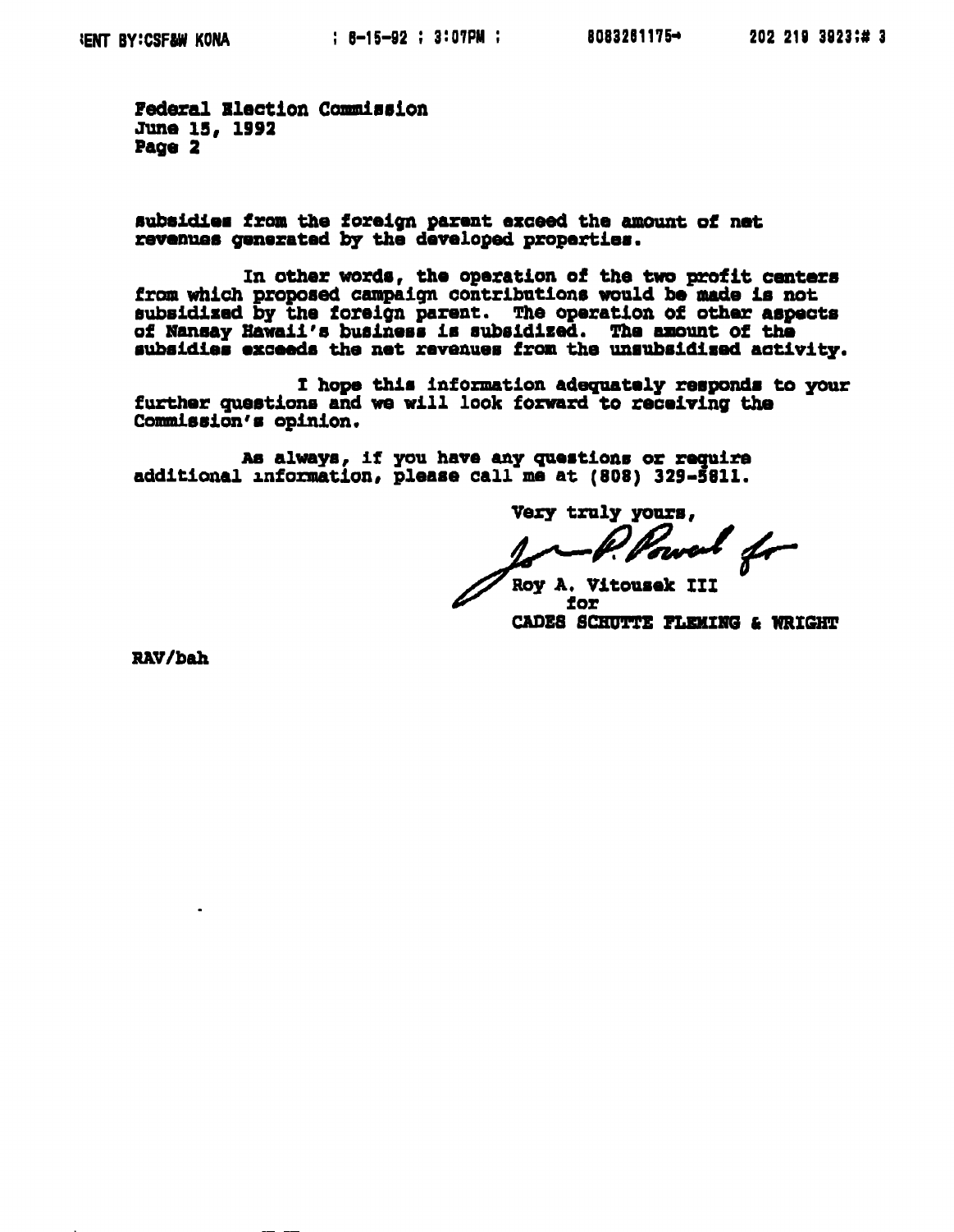Federal Election Commission
June 15, 1992
Page 2

subsidies from the foreign parent exceed the amount of net revenues generated by the developed properties.

In other words, the operation of the two profit centers from which proposed campaign contributions would be made is not subsidized by the foreign parent. The operation of other aspects of Nansay Hawaii's business is subsidized. The amount of the subsidies exceeds the net revenues from the unsubsidized activity.

I hope this information adequately responds to your further questions and we will look forward to receiving the Commission's opinion.

As always, if you have any questions or require additional information, please call me at (808) 329-5811.

Very truly yours,

Jon P. Powell for

Roy A. Vitousek III
for
CADES SCHUTTE FLEMING & WRIGHT

RAV/bah